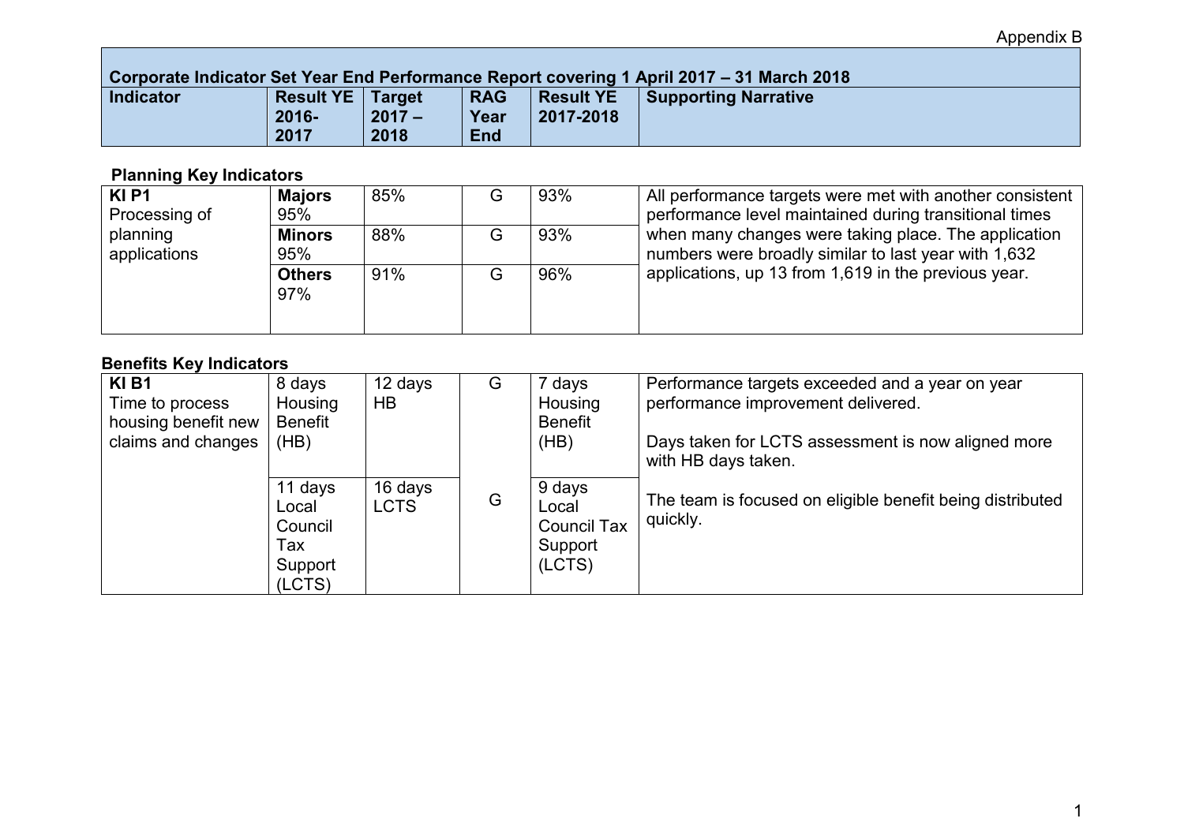Appendix B

| Corporate Indicator Set Year End Performance Report covering 1 April 2017 – 31 March 2018 | | | | | |
|---|---|---|---|---|---|
| **Indicator** | **Result YE 2016-2017** | **Target 2017 – 2018** | **RAG Year End** | **Result YE 2017-2018** | **Supporting Narrative** |

### Planning Key Indicators

| Indicator | Result YE 2016-2017 | Target 2017 – 2018 | RAG Year End | Result YE 2017-2018 | Supporting Narrative |
|---|---|---|---|---|---|
| **KI P1** Processing of planning applications | **Majors** 95% | 85% | G | 93% | All performance targets were met with another consistent performance level maintained during transitional times when many changes were taking place. The application numbers were broadly similar to last year with 1,632 applications, up 13 from 1,619 in the previous year. |
| | **Minors** 95% | 88% | G | 93% | |
| | **Others** 97% | 91% | G | 96% | |

### Benefits Key Indicators

| Indicator | Result YE 2016-2017 | Target 2017 – 2018 | RAG Year End | Result YE 2017-2018 | Supporting Narrative |
|---|---|---|---|---|---|
| **KI B1** Time to process housing benefit new claims and changes | 8 days Housing Benefit (HB) | 12 days HB | G | 7 days Housing Benefit (HB) | Performance targets exceeded and a year on year performance improvement delivered.<br><br>Days taken for LCTS assessment is now aligned more with HB days taken.<br><br>The team is focused on eligible benefit being distributed quickly. |
| | 11 days Local Council Tax Support (LCTS) | 16 days LCTS | G | 9 days Local Council Tax Support (LCTS) | |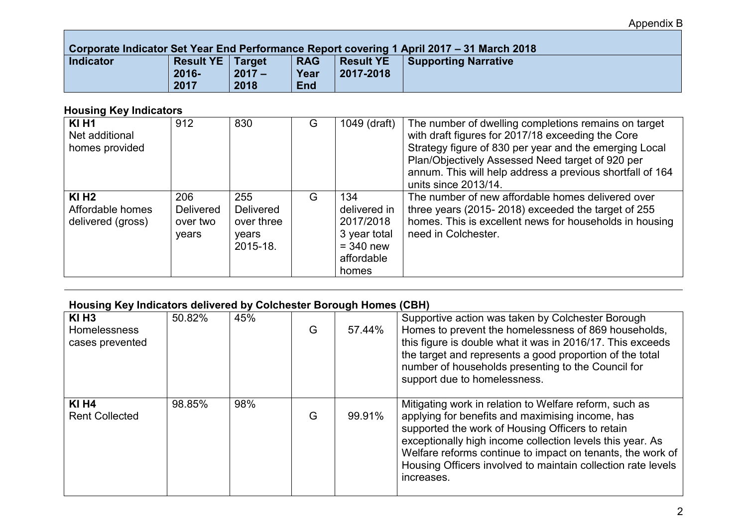Appendix B

| Corporate Indicator Set Year End Performance Report covering 1 April 2017 – 31 March 2018 | | | | | |
|---|---|---|---|---|---|
| **Indicator** | **Result YE 2016-2017** | **Target 2017 – 2018** | **RAG Year End** | **Result YE 2017-2018** | **Supporting Narrative** |

### Housing Key Indicators

| Indicator | Result YE 2016-2017 | Target 2017 – 2018 | RAG Year End | Result YE 2017-2018 | Supporting Narrative |
|---|---|---|---|---|---|
| **KI H1** Net additional homes provided | 912 | 830 | G | 1049 (draft) | The number of dwelling completions remains on target with draft figures for 2017/18 exceeding the Core Strategy figure of 830 per year and the emerging Local Plan/Objectively Assessed Need target of 920 per annum. This will help address a previous shortfall of 164 units since 2013/14. |
| **KI H2** Affordable homes delivered (gross) | 206 Delivered over two years | 255 Delivered over three years 2015-18. | G | 134 delivered in 2017/2018 3 year total = 340 new affordable homes | The number of new affordable homes delivered over three years (2015- 2018) exceeded the target of 255 homes. This is excellent news for households in housing need in Colchester. |

### Housing Key Indicators delivered by Colchester Borough Homes (CBH)

| Indicator | Result YE 2016-2017 | Target 2017 – 2018 | RAG Year End | Result YE 2017-2018 | Supporting Narrative |
|---|---|---|---|---|---|
| **KI H3** Homelessness cases prevented | 50.82% | 45% | G | 57.44% | Supportive action was taken by Colchester Borough Homes to prevent the homelessness of 869 households, this figure is double what it was in 2016/17. This exceeds the target and represents a good proportion of the total number of households presenting to the Council for support due to homelessness. |
| **KI H4** Rent Collected | 98.85% | 98% | G | 99.91% | Mitigating work in relation to Welfare reform, such as applying for benefits and maximising income, has supported the work of Housing Officers to retain exceptionally high income collection levels this year. As Welfare reforms continue to impact on tenants, the work of Housing Officers involved to maintain collection rate levels increases. |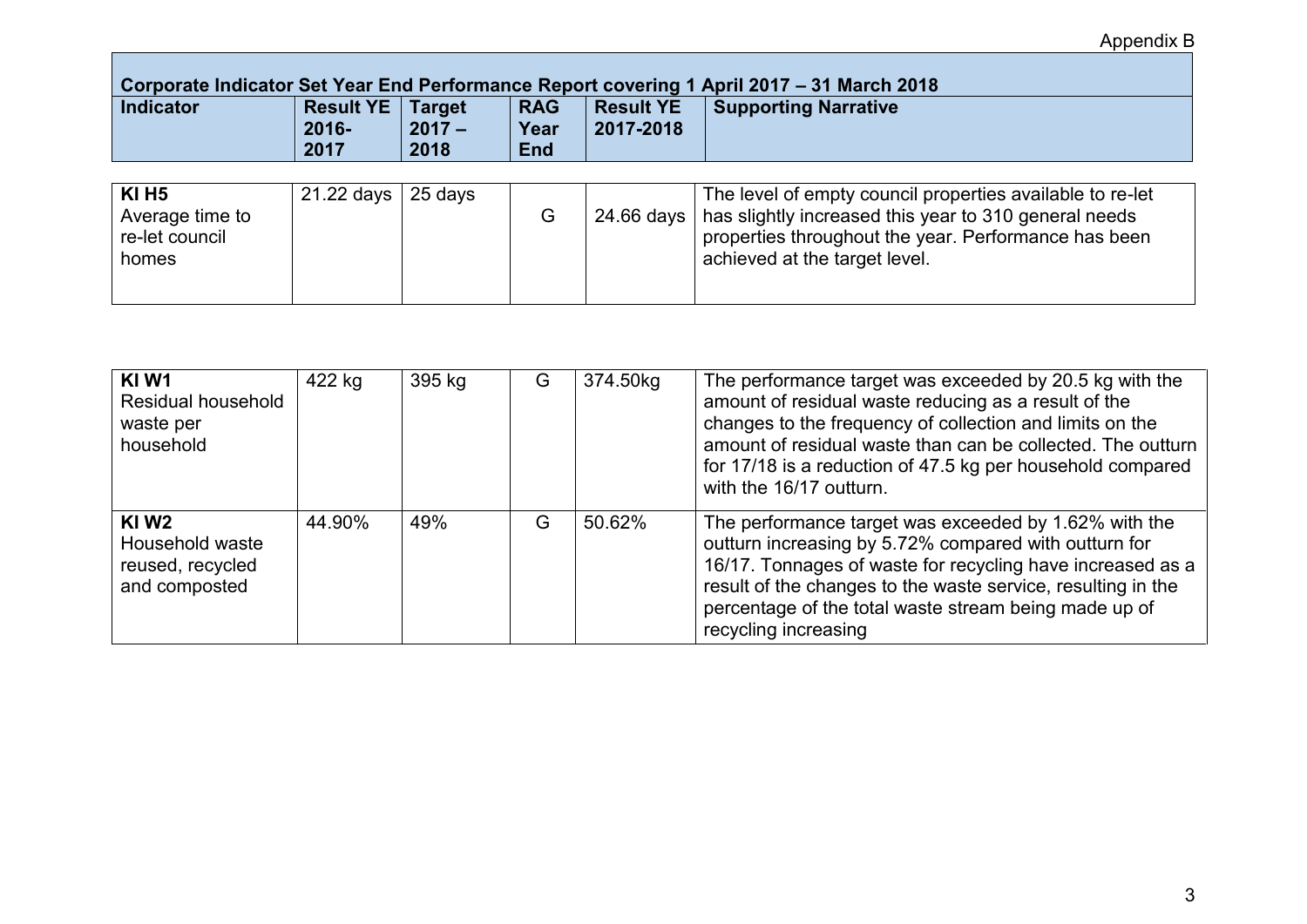Appendix B

| Corporate Indicator Set Year End Performance Report covering 1 April 2017 – 31 March 2018 | | | | | |
|---|---|---|---|---|---|
| **Indicator** | **Result YE 2016-2017** | **Target 2017 – 2018** | **RAG Year End** | **Result YE 2017-2018** | **Supporting Narrative** |
| **KI H5** Average time to re-let council homes | 21.22 days | 25 days | G | 24.66 days | The level of empty council properties available to re-let has slightly increased this year to 310 general needs properties throughout the year. Performance has been achieved at the target level. |
| **KI W1** Residual household waste per household | 422 kg | 395 kg | G | 374.50kg | The performance target was exceeded by 20.5 kg with the amount of residual waste reducing as a result of the changes to the frequency of collection and limits on the amount of residual waste than can be collected. The outturn for 17/18 is a reduction of 47.5 kg per household compared with the 16/17 outturn. |
| **KI W2** Household waste reused, recycled and composted | 44.90% | 49% | G | 50.62% | The performance target was exceeded by 1.62% with the outturn increasing by 5.72% compared with outturn for 16/17. Tonnages of waste for recycling have increased as a result of the changes to the waste service, resulting in the percentage of the total waste stream being made up of recycling increasing |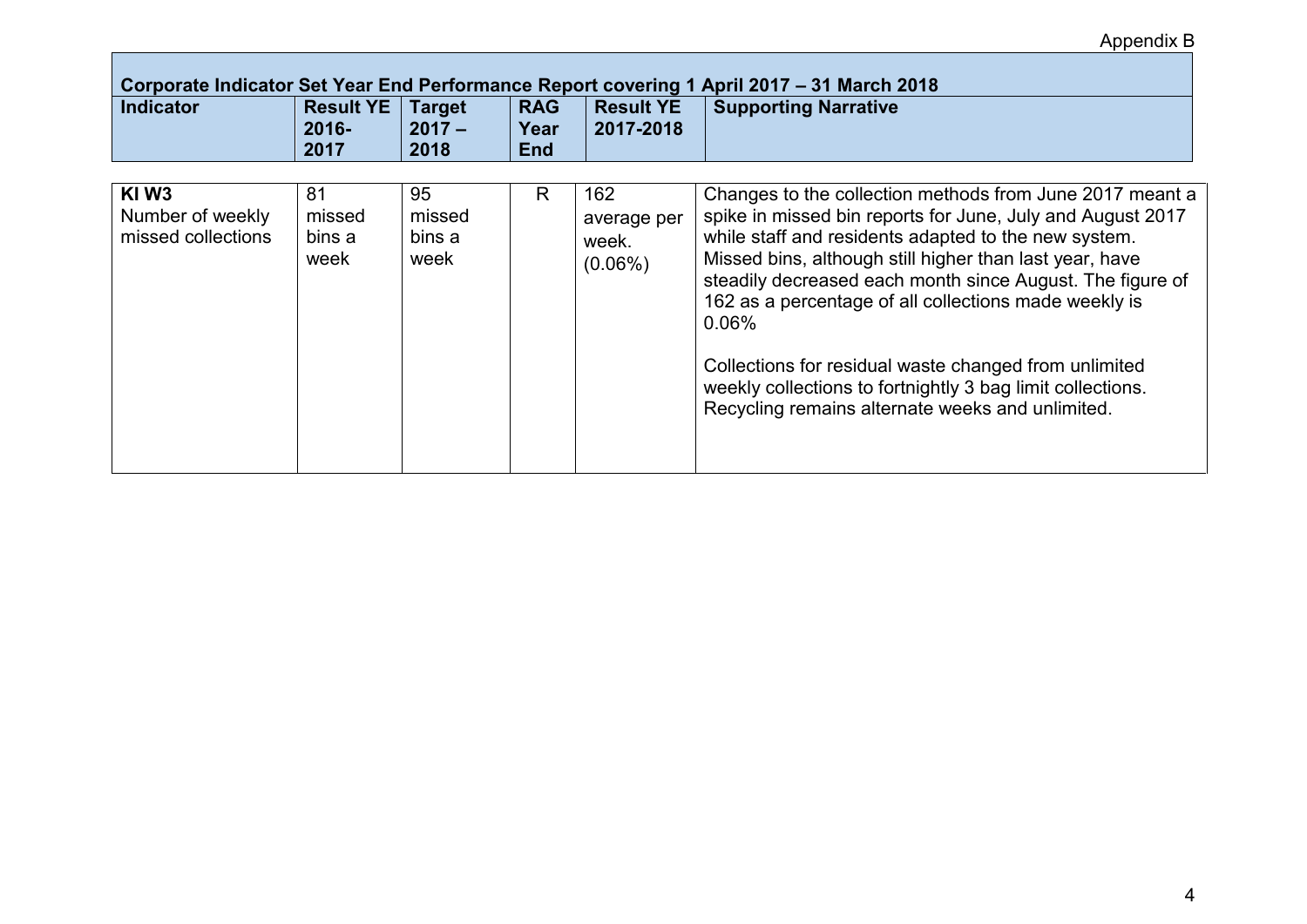Appendix B

| Corporate Indicator Set Year End Performance Report covering 1 April 2017 – 31 March 2018 | | | | | |
|---|---|---|---|---|---|
| **Indicator** | **Result YE 2016-2017** | **Target 2017 – 2018** | **RAG Year End** | **Result YE 2017-2018** | **Supporting Narrative** |
| **KI W3** Number of weekly missed collections | 81 missed bins a week | 95 missed bins a week | R | 162 average per week. (0.06%) | Changes to the collection methods from June 2017 meant a spike in missed bin reports for June, July and August 2017 while staff and residents adapted to the new system. Missed bins, although still higher than last year, have steadily decreased each month since August. The figure of 162 as a percentage of all collections made weekly is 0.06%<br><br>Collections for residual waste changed from unlimited weekly collections to fortnightly 3 bag limit collections. Recycling remains alternate weeks and unlimited. |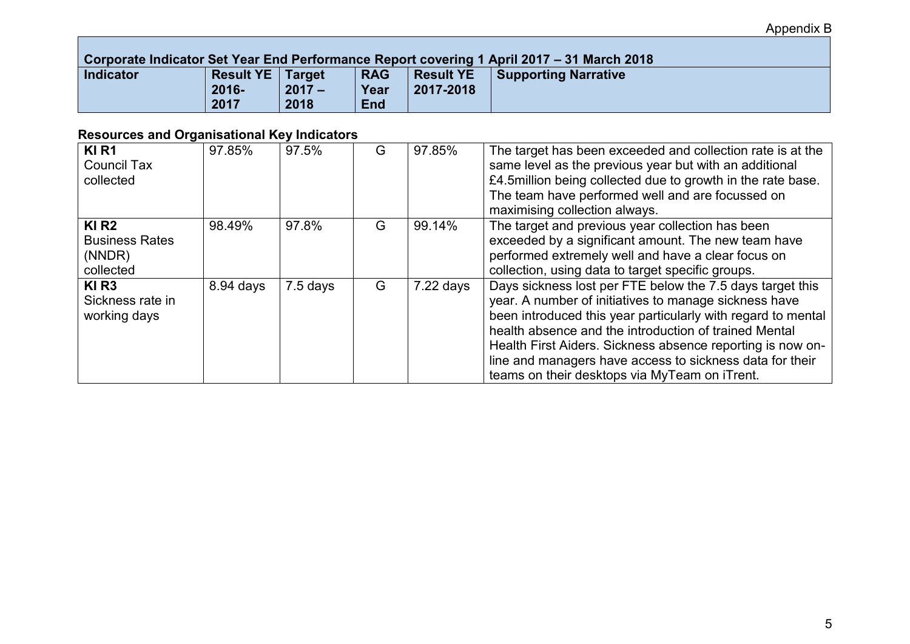Appendix B

| Corporate Indicator Set Year End Performance Report covering 1 April 2017 – 31 March 2018 | | | | | |
|---|---|---|---|---|---|
| **Indicator** | **Result YE 2016-2017** | **Target 2017 – 2018** | **RAG Year End** | **Result YE 2017-2018** | **Supporting Narrative** |

### Resources and Organisational Key Indicators

| | | | | | |
|---|---|---|---|---|---|
| **KI R1** Council Tax collected | 97.85% | 97.5% | G | 97.85% | The target has been exceeded and collection rate is at the same level as the previous year but with an additional £4.5million being collected due to growth in the rate base. The team have performed well and are focussed on maximising collection always. |
| **KI R2** Business Rates (NNDR) collected | 98.49% | 97.8% | G | 99.14% | The target and previous year collection has been exceeded by a significant amount. The new team have performed extremely well and have a clear focus on collection, using data to target specific groups. |
| **KI R3** Sickness rate in working days | 8.94 days | 7.5 days | G | 7.22 days | Days sickness lost per FTE below the 7.5 days target this year. A number of initiatives to manage sickness have been introduced this year particularly with regard to mental health absence and the introduction of trained Mental Health First Aiders. Sickness absence reporting is now on-line and managers have access to sickness data for their teams on their desktops via MyTeam on iTrent. |